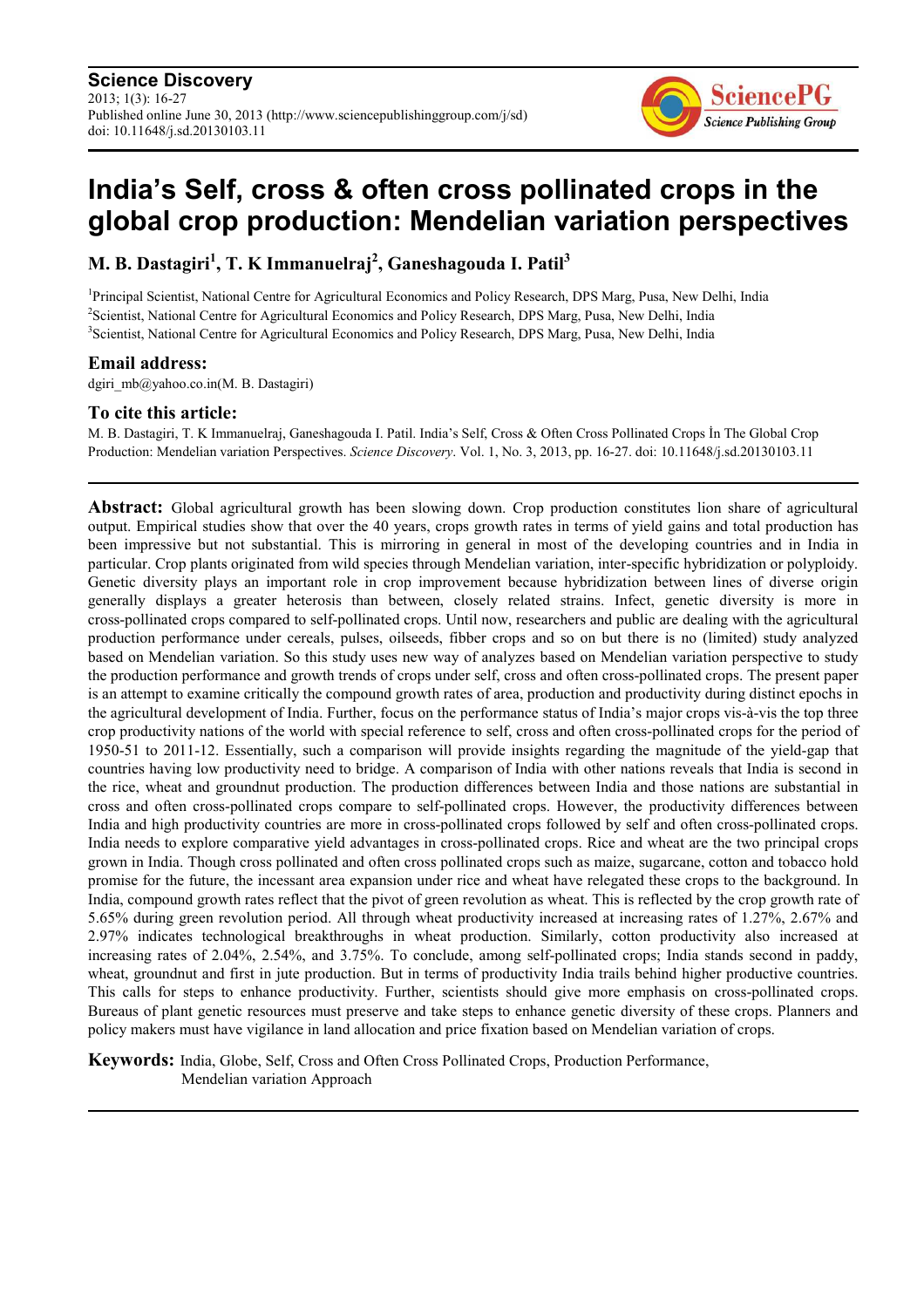# India's Self, cross & often cross pollinated crops in the global crop production: Mendelian variation perspectives

**M. B. Dastagiri[1], T. K Immanuelraj[2], Ganeshagouda I. Patil[3]**

[1]Principal Scientist, National Centre for Agricultural Economics and Policy Research, DPS Marg, Pusa, New Delhi, India
[2]Scientist, National Centre for Agricultural Economics and Policy Research, DPS Marg, Pusa, New Delhi, India
[3]Scientist, National Centre for Agricultural Economics and Policy Research, DPS Marg, Pusa, New Delhi, India

## Email address:

dgiri_mb@yahoo.co.in(M. B. Dastagiri)

## To cite this article:

M. B. Dastagiri, T. K Immanuelraj, Ganeshagouda I. Patil. India's Self, Cross & Often Cross Pollinated Crops İn The Global Crop Production: Mendelian variation Perspectives. *Science Discovery*. Vol. 1, No. 3, 2013, pp. 16-27. doi: 10.11648/j.sd.20130103.11

---

**Abstract:** Global agricultural growth has been slowing down. Crop production constitutes lion share of agricultural output. Empirical studies show that over the 40 years, crops growth rates in terms of yield gains and total production has been impressive but not substantial. This is mirroring in general in most of the developing countries and in India in particular. Crop plants originated from wild species through Mendelian variation, inter-specific hybridization or polyploidy. Genetic diversity plays an important role in crop improvement because hybridization between lines of diverse origin generally displays a greater heterosis than between, closely related strains. Infect, genetic diversity is more in cross-pollinated crops compared to self-pollinated crops. Until now, researchers and public are dealing with the agricultural production performance under cereals, pulses, oilseeds, fibber crops and so on but there is no (limited) study analyzed based on Mendelian variation. So this study uses new way of analyzes based on Mendelian variation perspective to study the production performance and growth trends of crops under self, cross and often cross-pollinated crops. The present paper is an attempt to examine critically the compound growth rates of area, production and productivity during distinct epochs in the agricultural development of the World. Further, focus on the performance status of India's major crops vis-à-vis the top three crop productivity nations of the world with special reference to self, cross and often cross-pollinated crops for the period of 1950-51 to 2011-12. Essentially, such a comparison will provide insights regarding the magnitude of the yield-gap that countries having low productivity need to bridge. A comparison of India with other nations reveals that India is second in the rice, wheat and groundnut production. The production differences between India and those nations are substantial in cross and often cross-pollinated crops compare to self-pollinated crops. However, the productivity differences between India and high productivity countries are more in cross-pollinated crops followed by self and often cross-pollinated crops. India needs to explore comparative yield advantages in cross-pollinated crops. Rice and wheat are the two principal crops grown in India. Though cross pollinated and often cross pollinated crops such as maize, sugarcane, cotton and tobacco hold promise for the future, the incessant area expansion under rice and wheat have relegated these crops to the background. In India, compound growth rates reflect that the pivot of green revolution as wheat. This is reflected by the crop growth rate of 5.65% during green revolution period. All through wheat productivity increased at increasing rates of 1.27%, 2.67% and 2.97% indicates technological breakthroughs in wheat production. Similarly, cotton productivity also increased at increasing rates of 2.04%, 2.54%, and 3.75%. To conclude, among self-pollinated crops; India stands second in paddy, wheat, groundnut and first in jute production. But in terms of productivity India trails behind higher productive countries. This calls for steps to enhance productivity. Further, scientists should give more emphasis on cross-pollinated crops. Bureaus of plant genetic resources must preserve and take steps to enhance genetic diversity of these crops. Planners and policy makers must have vigilance in land allocation and price fixation based on Mendelian variation of crops.

**Keywords:** India, Globe, Self, Cross and Often Cross Pollinated Crops, Production Performance, Mendelian variation Approach

---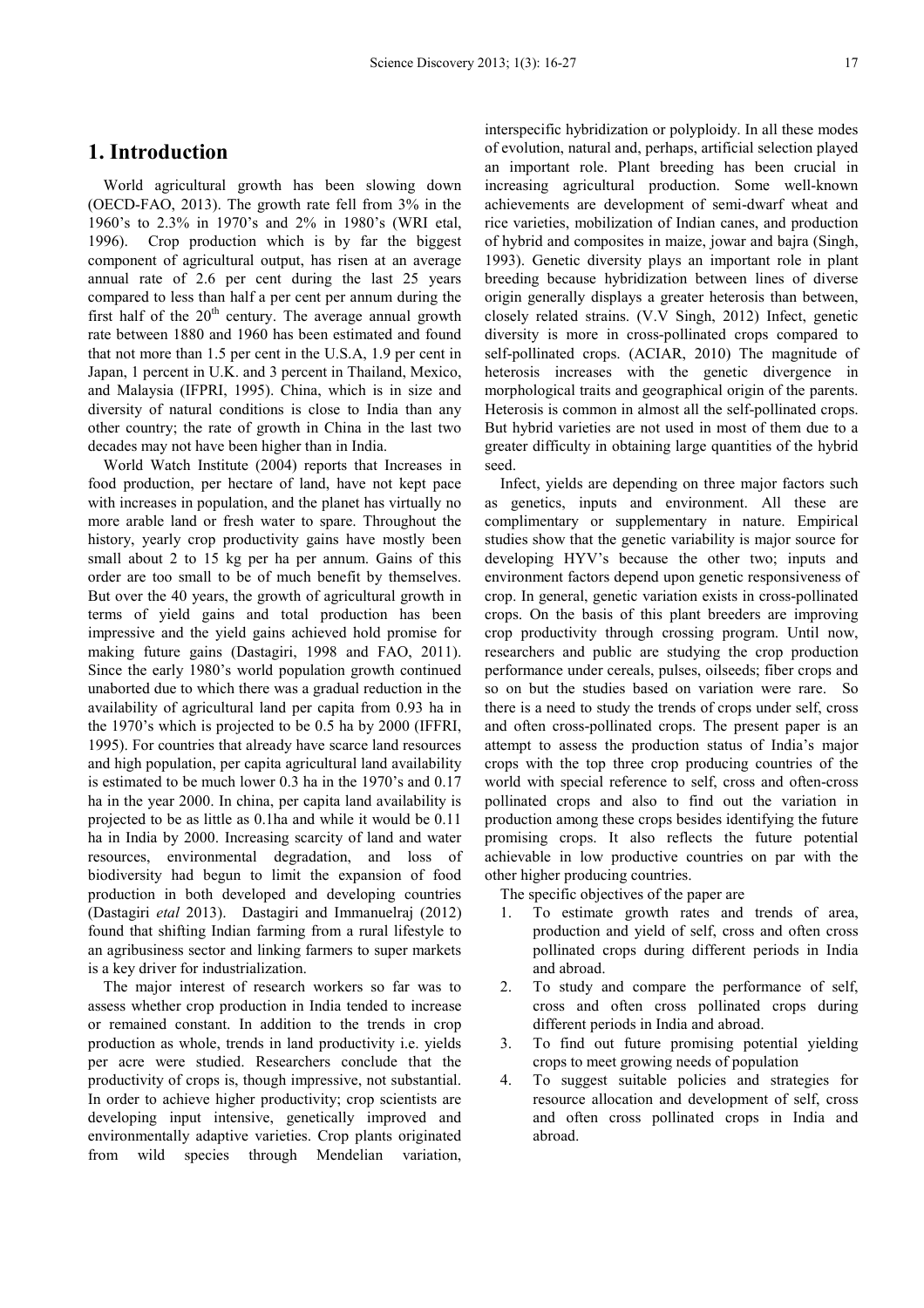## 1. Introduction

World agricultural growth has been slowing down (OECD-FAO, 2013). The growth rate fell from 3% in the 1960's to 2.3% in 1970's and 2% in 1980's (WRI etal, 1996). Crop production which is by far the biggest component of agricultural output, has risen at an average annual rate of 2.6 per cent during the last 25 years compared to less than half a per cent per annum during the first half of the 20th century. The average annual growth rate between 1880 and 1960 has been estimated and found that not more than 1.5 per cent in the U.S.A, 1.9 per cent in Japan, 1 percent in U.K. and 3 percent in Thailand, Mexico, and Malaysia (IFPRI, 1995). China, which is in size and diversity of natural conditions is close to India than any other country; the rate of growth in China in the last two decades may not have been higher than in India.

World Watch Institute (2004) reports that Increases in food production, per hectare of land, have not kept pace with increases in population, and the planet has virtually no more arable land or fresh water to spare. Throughout the history, yearly crop productivity gains have mostly been small about 2 to 15 kg per ha per annum. Gains of this order are too small to be of much benefit by themselves. But over the 40 years, the growth of agricultural growth in terms of yield gains and total production has been impressive and the yield gains achieved hold promise for making future gains (Dastagiri, 1998 and FAO, 2011). Since the early 1980's world population growth continued unaborted due to which there was a gradual reduction in the availability of agricultural land per capita from 0.93 ha in the 1970's which is projected to be 0.5 ha by 2000 (IFFRI, 1995). For countries that already have scarce land resources and high population, per capita agricultural land availability is estimated to be much lower 0.3 ha in the 1970's and 0.17 ha in the year 2000. In china, per capita land availability is projected to be as little as 0.1ha and while it would be 0.11 ha in India by 2000. Increasing scarcity of land and water resources, environmental degradation, and loss of biodiversity had begun to limit the expansion of food production in both developed and developing countries (Dastagiri *etal* 2013). Dastagiri and Immanuelraj (2012) found that shifting Indian farming from a rural lifestyle to an agribusiness sector and linking farmers to super markets is a key driver for industrialization.

The major interest of research workers so far was to assess whether crop production in India tended to increase or remained constant. In addition to the trends in crop production as whole, trends in land productivity i.e. yields per acre were studied. Researchers conclude that the productivity of crops is, though impressive, not substantial. In order to achieve higher productivity; crop scientists are developing input intensive, genetically improved and environmentally adaptive varieties. Crop plants originated from wild species through Mendelian variation, interspecific hybridization or polyploidy. In all these modes of evolution, natural and, perhaps, artificial selection played an important role. Plant breeding has been crucial in increasing agricultural production. Some well-known achievements are development of semi-dwarf wheat and rice varieties, mobilization of Indian canes, and production of hybrid and composites in maize, jowar and bajra (Singh, 1993). Genetic diversity plays an important role in plant breeding because hybridization between lines of diverse origin generally displays a greater heterosis than between, closely related strains. (V.V Singh, 2012) Infect, genetic diversity is more in cross-pollinated crops compared to self-pollinated crops. (ACIAR, 2010) The magnitude of heterosis increases with the genetic divergence in morphological traits and geographical origin of the parents. Heterosis is common in almost all the self-pollinated crops. But hybrid varieties are not used in most of them due to a greater difficulty in obtaining large quantities of the hybrid seed.

Infect, yields are depending on three major factors such as genetics, inputs and environment. All these are complimentary or supplementary in nature. Empirical studies show that the genetic variability is major source for developing HYV's because the other two; inputs and environment factors depend upon genetic responsiveness of crop. In general, genetic variation exists in cross-pollinated crops. On the basis of this plant breeders are improving crop productivity through crossing program. Until now, researchers and public are studying the crop production performance under cereals, pulses, oilseeds; fiber crops and so on but the studies based on variation were rare. So there is a need to study the trends of crops under self, cross and often cross-pollinated crops. The present paper is an attempt to assess the production status of India's major crops with the top three crop producing countries of the world with special reference to self, cross and often-cross pollinated crops and also to find out the variation in production among these crops besides identifying the future promising crops. It also reflects the future potential achievable in low productive countries on par with the other higher producing countries.

The specific objectives of the paper are

1. To estimate growth rates and trends of area, production and yield of self, cross and often cross pollinated crops during different periods in India and abroad.
2. To study and compare the performance of self, cross and often cross pollinated crops during different periods in India and abroad.
3. To find out future promising potential yielding crops to meet growing needs of population
4. To suggest suitable policies and strategies for resource allocation and development of self, cross and often cross pollinated crops in India and abroad.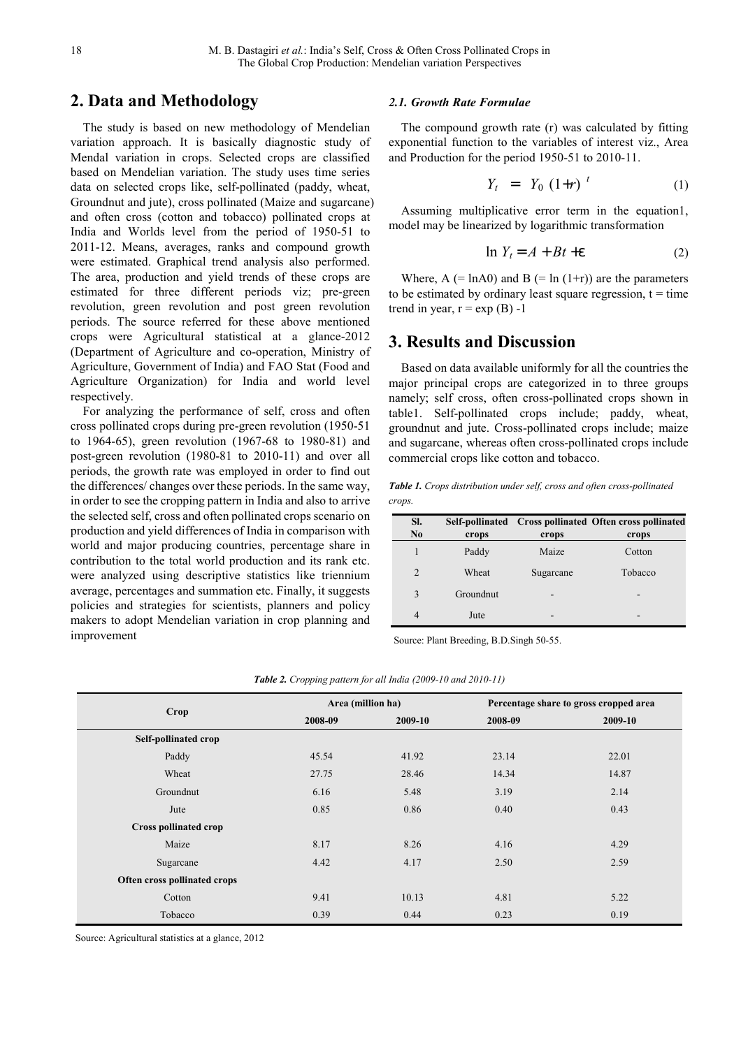## 2. Data and Methodology

The study is based on new methodology of Mendelian variation approach. It is basically diagnostic study of Mendal variation in crops. Selected crops are classified based on Mendelian variation. The study uses time series data on selected crops like, self-pollinated (paddy, wheat, Groundnut and jute), cross pollinated (Maize and sugarcane) and often cross (cotton and tobacco) pollinated crops at India and Worlds level from the period of 1950-51 to 2011-12. Means, averages, ranks and compound growth were estimated. Graphical trend analysis also performed. The area, production and yield trends of these crops are estimated for three different periods viz; pre-green revolution, green revolution and post green revolution periods. The source referred for these above mentioned crops were Agricultural statistical at a glance-2012 (Department of Agriculture and co-operation, Ministry of Agriculture, Government of India) and FAO Stat (Food and Agriculture Organization) for India and world level respectively.

For analyzing the performance of self, cross and often cross pollinated crops during pre-green revolution (1950-51 to 1964-65), green revolution (1967-68 to 1980-81) and post-green revolution (1980-81 to 2010-11) and over all periods, the growth rate was employed in order to find out the differences/ changes over these periods. In the same way, in order to see the cropping pattern in India and also to arrive the selected self, cross and often pollinated crops scenario on production and yield differences of India in comparison with world and major producing countries, percentage share in contribution to the total world production and its rank etc. were analyzed using descriptive statistics like triennium average, percentages and summation etc. Finally, it suggests policies and strategies for scientists, planners and policy makers to adopt Mendelian variation in crop planning and improvement

### *2.1. Growth Rate Formulae*

The compound growth rate (r) was calculated by fitting exponential function to the variables of interest viz., Area and Production for the period 1950-51 to 2010-11.

$$Y_t = Y_0 (1+r)^t \tag{1}$$

Assuming multiplicative error term in the equation1, model may be linearized by logarithmic transformation

$$\ln Y_t = A + Bt + \varepsilon \tag{2}$$

Where, A (= lnA0) and B (= ln (1+r)) are the parameters to be estimated by ordinary least square regression, t = time trend in year, r = exp (B) -1

## 3. Results and Discussion

Based on data available uniformly for all the countries the major principal crops are categorized in to three groups namely; self cross, often cross-pollinated crops shown in table1. Self-pollinated crops include; paddy, wheat, groundnut and jute. Cross-pollinated crops include; maize and sugarcane, whereas often cross-pollinated crops include commercial crops like cotton and tobacco.

***Table 1.*** *Crops distribution under self, cross and often cross-pollinated crops.*

| Sl. No | Self-pollinated crops | Cross pollinated crops | Often cross pollinated crops |
|---|---|---|---|
| 1 | Paddy | Maize | Cotton |
| 2 | Wheat | Sugarcane | Tobacco |
| 3 | Groundnut | - | - |
| 4 | Jute | - | - |

Source: Plant Breeding, B.D.Singh 50-55.

***Table 2.*** *Cropping pattern for all India (2009-10 and 2010-11)*

| Crop | Area (million ha) | | Percentage share to gross cropped area | |
|---|---|---|---|---|
| | 2008-09 | 2009-10 | 2008-09 | 2009-10 |
| **Self-pollinated crop** | | | | |
| Paddy | 45.54 | 41.92 | 23.14 | 22.01 |
| Wheat | 27.75 | 28.46 | 14.34 | 14.87 |
| Groundnut | 6.16 | 5.48 | 3.19 | 2.14 |
| Jute | 0.85 | 0.86 | 0.40 | 0.43 |
| **Cross pollinated crop** | | | | |
| Maize | 8.17 | 8.26 | 4.16 | 4.29 |
| Sugarcane | 4.42 | 4.17 | 2.50 | 2.59 |
| **Often cross pollinated crops** | | | | |
| Cotton | 9.41 | 10.13 | 4.81 | 5.22 |
| Tobacco | 0.39 | 0.44 | 0.23 | 0.19 |

Source: Agricultural statistics at a glance, 2012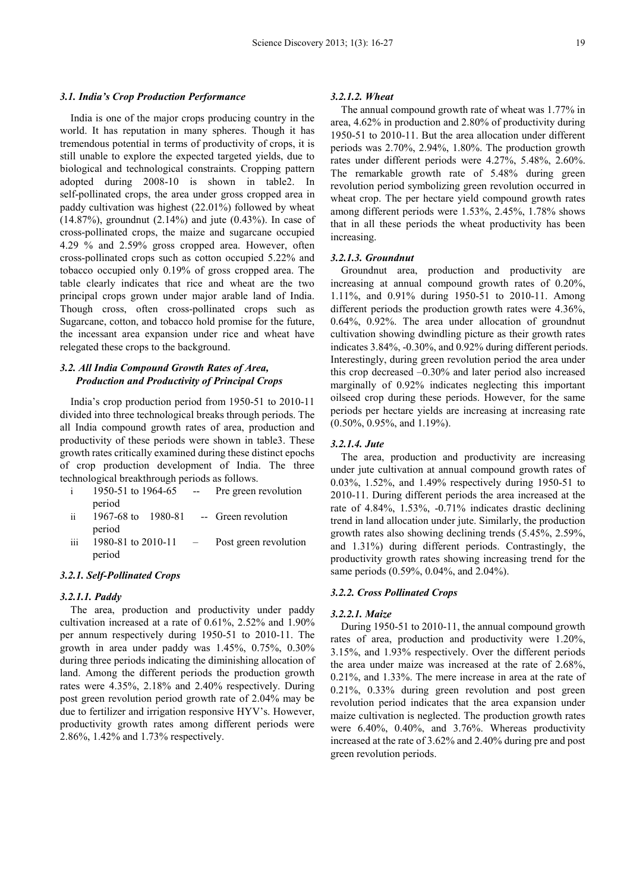### 3.1. India's Crop Production Performance

India is one of the major crops producing country in the world. It has reputation in many spheres. Though it has tremendous potential in terms of productivity of crops, it is still unable to explore the expected targeted yields, due to biological and technological constraints. Cropping pattern adopted during 2008-10 is shown in table2. In self-pollinated crops, the area under gross cropped area in paddy cultivation was highest (22.01%) followed by wheat (14.87%), groundnut (2.14%) and jute (0.43%). In case of cross-pollinated crops, the maize and sugarcane occupied 4.29 % and 2.59% gross cropped area. However, often cross-pollinated crops such as cotton occupied 5.22% and tobacco occupied only 0.19% of gross cropped area. The table clearly indicates that rice and wheat are the two principal crops grown under major arable land of India. Though cross, often cross-pollinated crops such as Sugarcane, cotton, and tobacco hold promise for the future, the incessant area expansion under rice and wheat have relegated these crops to the background.

### 3.2. All India Compound Growth Rates of Area, Production and Productivity of Principal Crops

India's crop production period from 1950-51 to 2010-11 divided into three technological breaks through periods. The all India compound growth rates of area, production and productivity of these periods were shown in table3. These growth rates critically examined during these distinct epochs of crop production development of India. The three technological breakthrough periods as follows.

i 1950-51 to 1964-65 -- Pre green revolution period
ii 1967-68 to 1980-81 -- Green revolution period
iii 1980-81 to 2010-11 – Post green revolution period

### 3.2.1. Self-Pollinated Crops

#### 3.2.1.1. Paddy

The area, production and productivity under paddy cultivation increased at a rate of 0.61%, 2.52% and 1.90% per annum respectively during 1950-51 to 2010-11. The growth in area under paddy was 1.45%, 0.75%, 0.30% during three periods indicating the diminishing allocation of land. Among the different periods the production growth rates were 4.35%, 2.18% and 2.40% respectively. During post green revolution period growth rate of 2.04% may be due to fertilizer and irrigation responsive HYV's. However, productivity growth rates among different periods were 2.86%, 1.42% and 1.73% respectively.

#### 3.2.1.2. Wheat

The annual compound growth rate of wheat was 1.77% in area, 4.62% in production and 2.80% of productivity during 1950-51 to 2010-11. But the area allocation under different periods was 2.70%, 2.94%, 1.80%. The production growth rates under different periods were 4.27%, 5.48%, 2.60%. The remarkable growth rate of 5.48% during green revolution period symbolizing green revolution occurred in wheat crop. The per hectare yield compound growth rates among different periods were 1.53%, 2.45%, 1.78% shows that in all these periods the wheat productivity has been increasing.

#### 3.2.1.3. Groundnut

Groundnut area, production and productivity are increasing at annual compound growth rates of 0.20%, 1.11%, and 0.91% during 1950-51 to 2010-11. Among different periods the production growth rates were 4.36%, 0.64%, 0.92%. The area under allocation of groundnut cultivation showing dwindling picture as their growth rates indicates 3.84%, -0.30%, and 0.92% during different periods. Interestingly, during green revolution period the area under this crop decreased –0.30% and later period also increased marginally of 0.92% indicates neglecting this important oilseed crop during these periods. However, for the same periods per hectare yields are increasing at increasing rate (0.50%, 0.95%, and 1.19%).

#### 3.2.1.4. Jute

The area, production and productivity are increasing under jute cultivation at annual compound growth rates of 0.03%, 1.52%, and 1.49% respectively during 1950-51 to 2010-11. During different periods the area increased at the rate of 4.84%, 1.53%, -0.71% indicates drastic declining trend in land allocation under jute. Similarly, the production growth rates also showing declining trends (5.45%, 2.59%, and 1.31%) during different periods. Contrastingly, the productivity growth rates showing increasing trend for the same periods (0.59%, 0.04%, and 2.04%).

### 3.2.2. Cross Pollinated Crops

#### 3.2.2.1. Maize

During 1950-51 to 2010-11, the annual compound growth rates of area, production and productivity were 1.20%, 3.15%, and 1.93% respectively. Over the different periods the area under maize was increased at the rate of 2.68%, 0.21%, and 1.33%. The mere increase in area at the rate of 0.21%, 0.33% during green revolution and post green revolution period indicates that the area expansion under maize cultivation is neglected. The production growth rates were 6.40%, 0.40%, and 3.76%. Whereas productivity increased at the rate of 3.62% and 2.40% during pre and post green revolution periods.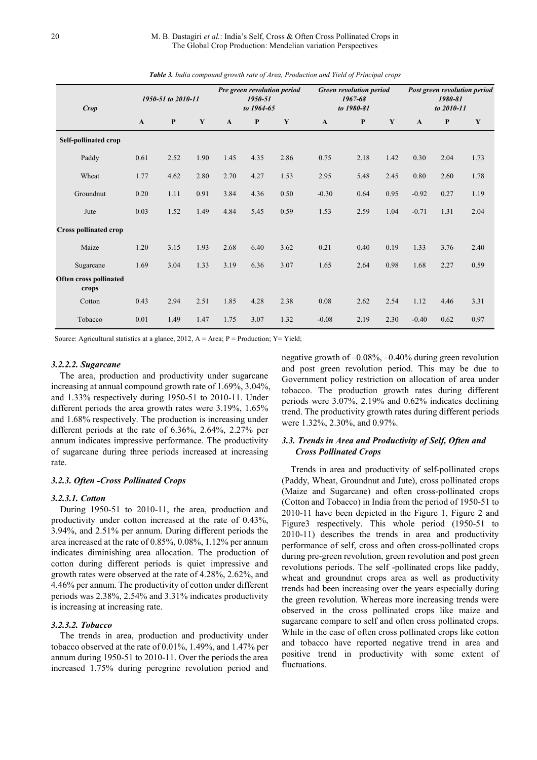*Table 3. India compound growth rate of Area, Production and Yield of Principal crops*

| Crop | 1950-51 to 2010-11 | | | Pre green revolution period 1950-51 to 1964-65 | | | Green revolution period 1967-68 to 1980-81 | | | Post green revolution period 1980-81 to 2010-11 | | |
|---|---|---|---|---|---|---|---|---|---|---|---|---|
| | A | P | Y | A | P | Y | A | P | Y | A | P | Y |
| **Self-pollinated crop** | | | | | | | | | | | | |
| Paddy | 0.61 | 2.52 | 1.90 | 1.45 | 4.35 | 2.86 | 0.75 | 2.18 | 1.42 | 0.30 | 2.04 | 1.73 |
| Wheat | 1.77 | 4.62 | 2.80 | 2.70 | 4.27 | 1.53 | 2.95 | 5.48 | 2.45 | 0.80 | 2.60 | 1.78 |
| Groundnut | 0.20 | 1.11 | 0.91 | 3.84 | 4.36 | 0.50 | -0.30 | 0.64 | 0.95 | -0.92 | 0.27 | 1.19 |
| Jute | 0.03 | 1.52 | 1.49 | 4.84 | 5.45 | 0.59 | 1.53 | 2.59 | 1.04 | -0.71 | 1.31 | 2.04 |
| **Cross pollinated crop** | | | | | | | | | | | | |
| Maize | 1.20 | 3.15 | 1.93 | 2.68 | 6.40 | 3.62 | 0.21 | 0.40 | 0.19 | 1.33 | 3.76 | 2.40 |
| Sugarcane | 1.69 | 3.04 | 1.33 | 3.19 | 6.36 | 3.07 | 1.65 | 2.64 | 0.98 | 1.68 | 2.27 | 0.59 |
| **Often cross pollinated crops** | | | | | | | | | | | | |
| Cotton | 0.43 | 2.94 | 2.51 | 1.85 | 4.28 | 2.38 | 0.08 | 2.62 | 2.54 | 1.12 | 4.46 | 3.31 |
| Tobacco | 0.01 | 1.49 | 1.47 | 1.75 | 3.07 | 1.32 | -0.08 | 2.19 | 2.30 | -0.40 | 0.62 | 0.97 |

Source: Agricultural statistics at a glance, 2012, A = Area; P = Production; Y= Yield;

#### *3.2.2.2. Sugarcane*

The area, production and productivity under sugarcane increasing at annual compound growth rate of 1.69%, 3.04%, and 1.33% respectively during 1950-51 to 2010-11. Under different periods the area growth rates were 3.19%, 1.65% and 1.68% respectively. The production is increasing under different periods at the rate of 6.36%, 2.64%, 2.27% per annum indicates impressive performance. The productivity of sugarcane during three periods increased at increasing rate.

### *3.2.3. Often -Cross Pollinated Crops*

#### *3.2.3.1. Cotton*

During 1950-51 to 2010-11, the area, production and productivity under cotton increased at the rate of 0.43%, 3.94%, and 2.51% per annum. During different periods the area increased at the rate of 0.85%, 0.08%, 1.12% per annum indicates diminishing area allocation. The production of cotton during different periods is quiet impressive and growth rates were observed at the rate of 4.28%, 2.62%, and 4.46% per annum. The productivity of cotton under different periods was 2.38%, 2.54% and 3.31% indicates productivity is increasing at increasing rate.

#### *3.2.3.2. Tobacco*

The trends in area, production and productivity under tobacco observed at the rate of 0.01%, 1.49%, and 1.47% per annum during 1950-51 to 2010-11. Over the periods the area increased 1.75% during peregrine revolution period and negative growth of –0.08%, –0.40% during green revolution and post green revolution period. This may be due to Government policy restriction on allocation of area under tobacco. The production growth rates during different periods were 3.07%, 2.19% and 0.62% indicates declining trend. The productivity growth rates during different periods were 1.32%, 2.30%, and 0.97%.

## *3.3. Trends in Area and Productivity of Self, Often and Cross Pollinated Crops*

Trends in area and productivity of self-pollinated crops (Paddy, Wheat, Groundnut and Jute), cross pollinated crops (Maize and Sugarcane) and often cross-pollinated crops (Cotton and Tobacco) in India from the period of 1950-51 to 2010-11 have been depicted in the Figure 1, Figure 2 and Figure3 respectively. This whole period (1950-51 to 2010-11) describes the trends in area and productivity performance of self, cross and often cross-pollinated crops during pre-green revolution, green revolution and post green revolutions periods. The self -pollinated crops like paddy, wheat and groundnut crops area as well as productivity trends had been increasing over the years especially during the green revolution. Whereas more increasing trends were observed in the cross pollinated crops like maize and sugarcane compare to self and often cross pollinated crops. While in the case of often cross pollinated crops like cotton and tobacco have reported negative trend in area and positive trend in productivity with some extent of fluctuations.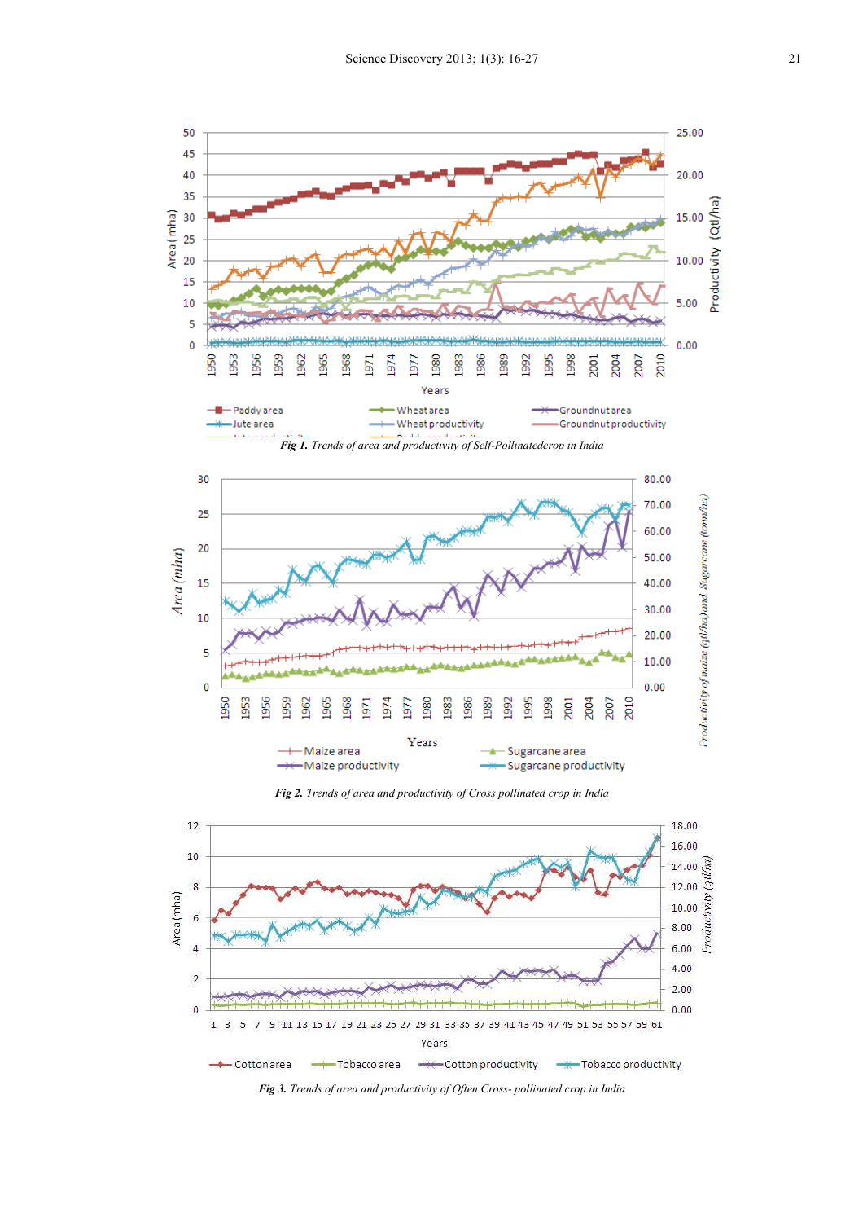*Fig 1. Trends of area and productivity of Self-Pollinatedcrop in India*

*Fig 2. Trends of area and productivity of Cross pollinated crop in India*

*Fig 3. Trends of area and productivity of Often Cross- pollinated crop in India*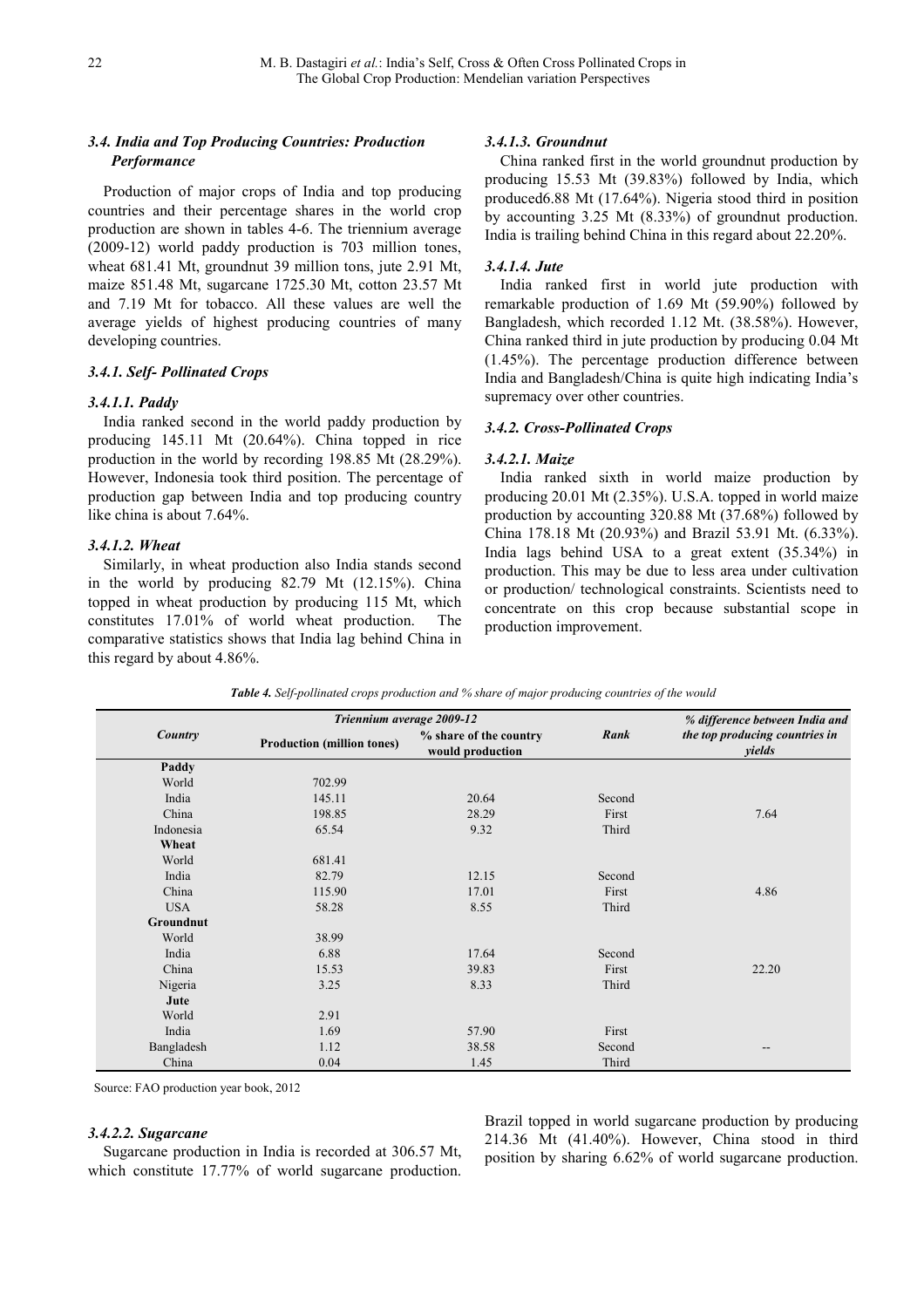### *3.4. India and Top Producing Countries: Production Performance*

Production of major crops of India and top producing countries and their percentage shares in the world crop production are shown in tables 4-6. The triennium average (2009-12) world paddy production is 703 million tones, wheat 681.41 Mt, groundnut 39 million tons, jute 2.91 Mt, maize 851.48 Mt, sugarcane 1725.30 Mt, cotton 23.57 Mt and 7.19 Mt for tobacco. All these values are well the average yields of highest producing countries of many developing countries.

### *3.4.1. Self- Pollinated Crops*

#### *3.4.1.1. Paddy*

India ranked second in the world paddy production by producing 145.11 Mt (20.64%). China topped in rice production in the world by recording 198.85 Mt (28.29%). However, Indonesia took third position. The percentage of production gap between India and top producing country like china is about 7.64%.

#### *3.4.1.2. Wheat*

Similarly, in wheat production also India stands second in the world by producing 82.79 Mt (12.15%). China topped in wheat production by producing 115 Mt, which constitutes 17.01% of world wheat production. The comparative statistics shows that India lag behind China in this regard by about 4.86%.

#### *3.4.1.3. Groundnut*

China ranked first in the world groundnut production by producing 15.53 Mt (39.83%) followed by India, which produced6.88 Mt (17.64%). Nigeria stood third in position by accounting 3.25 Mt (8.33%) of groundnut production. India is trailing behind China in this regard about 22.20%.

#### *3.4.1.4. Jute*

India ranked first in world jute production with remarkable production of 1.69 Mt (59.90%) followed by Bangladesh, which recorded 1.12 Mt. (38.58%). However, China ranked third in jute production by producing 0.04 Mt (1.45%). The percentage production difference between India and Bangladesh/China is quite high indicating India's supremacy over other countries.

### *3.4.2. Cross-Pollinated Crops*

#### *3.4.2.1. Maize*

India ranked sixth in world maize production by producing 20.01 Mt (2.35%). U.S.A. topped in world maize production by accounting 320.88 Mt (37.68%) followed by China 178.18 Mt (20.93%) and Brazil 53.91 Mt. (6.33%). India lags behind USA to a great extent (35.34%) in production. This may be due to less area under cultivation or production/ technological constraints. Scientists need to concentrate on this crop because substantial scope in production improvement.

***Table 4.** Self-pollinated crops production and % share of major producing countries of the would*

| Country | Triennium average 2009-12 | | Rank | % difference between India and the top producing countries in yields |
|---|---|---|---|---|
| | Production (million tones) | % share of the country would production | | |
| **Paddy** | | | | |
| World | 702.99 | | | |
| India | 145.11 | 20.64 | Second | |
| China | 198.85 | 28.29 | First | 7.64 |
| Indonesia | 65.54 | 9.32 | Third | |
| **Wheat** | | | | |
| World | 681.41 | | | |
| India | 82.79 | 12.15 | Second | |
| China | 115.90 | 17.01 | First | 4.86 |
| USA | 58.28 | 8.55 | Third | |
| **Groundnut** | | | | |
| World | 38.99 | | | |
| India | 6.88 | 17.64 | Second | |
| China | 15.53 | 39.83 | First | 22.20 |
| Nigeria | 3.25 | 8.33 | Third | |
| **Jute** | | | | |
| World | 2.91 | | | |
| India | 1.69 | 57.90 | First | |
| Bangladesh | 1.12 | 38.58 | Second | -- |
| China | 0.04 | 1.45 | Third | |

Source: FAO production year book, 2012

#### *3.4.2.2. Sugarcane*

Sugarcane production in India is recorded at 306.57 Mt, which constitute 17.77% of world sugarcane production. Brazil topped in world sugarcane production by producing 214.36 Mt (41.40%). However, China stood in third position by sharing 6.62% of world sugarcane production.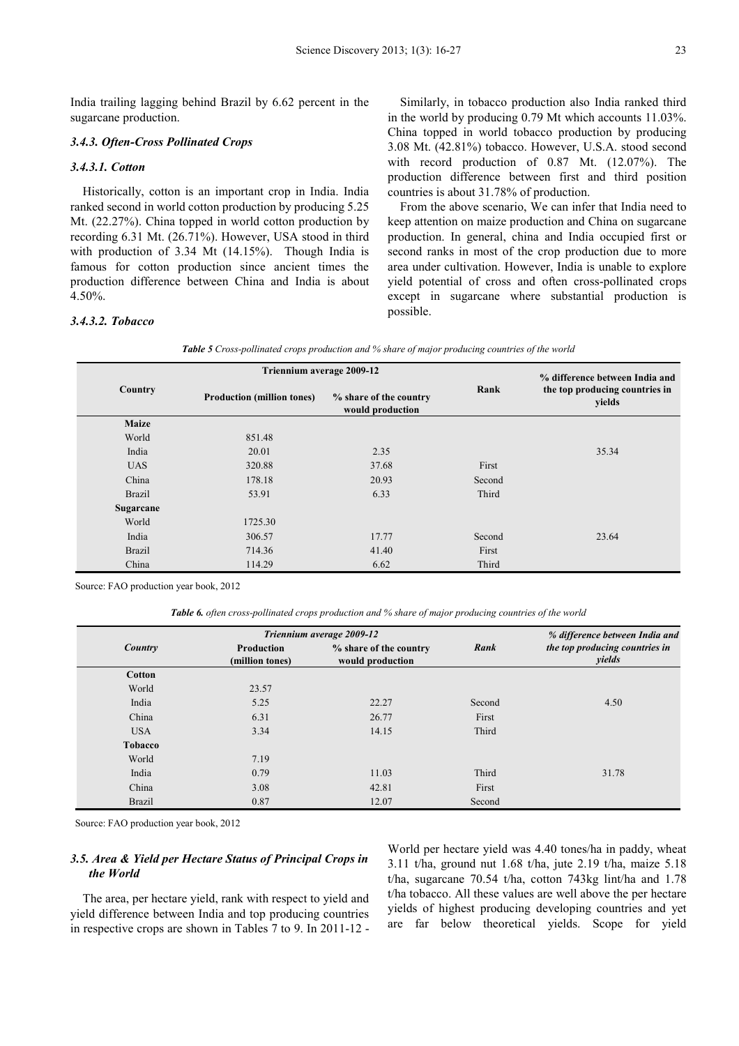India trailing lagging behind Brazil by 6.62 percent in the sugarcane production.

### *3.4.3. Often-Cross Pollinated Crops*

#### *3.4.3.1. Cotton*

Historically, cotton is an important crop in India. India ranked second in world cotton production by producing 5.25 Mt. (22.27%). China topped in world cotton production by recording 6.31 Mt. (26.71%). However, USA stood in third with production of 3.34 Mt (14.15%). Though India is famous for cotton production since ancient times the production difference between China and India is about 4.50%.

#### *3.4.3.2. Tobacco*

Similarly, in tobacco production also India ranked third in the world by producing 0.79 Mt which accounts 11.03%. China topped in world tobacco production by producing 3.08 Mt. (42.81%) tobacco. However, U.S.A. stood second with record production of 0.87 Mt. (12.07%). The production difference between first and third position countries is about 31.78% of production.

From the above scenario, We can infer that India need to keep attention on maize production and China on sugarcane production. In general, china and India occupied first or second ranks in most of the crop production due to more area under cultivation. However, India is unable to explore yield potential of cross and often cross-pollinated crops except in sugarcane where substantial production is possible.

***Table 5*** *Cross-pollinated crops production and % share of major producing countries of the world*

| Country | Triennium average 2009-12 | | Rank | % difference between India and the top producing countries in yields |
|---|---|---|---|---|
| | Production (million tones) | % share of the country would production | | |
| **Maize** | | | | |
| World | 851.48 | | | |
| India | 20.01 | 2.35 | | 35.34 |
| UAS | 320.88 | 37.68 | First | |
| China | 178.18 | 20.93 | Second | |
| Brazil | 53.91 | 6.33 | Third | |
| **Sugarcane** | | | | |
| World | 1725.30 | | | |
| India | 306.57 | 17.77 | Second | 23.64 |
| Brazil | 714.36 | 41.40 | First | |
| China | 114.29 | 6.62 | Third | |

Source: FAO production year book, 2012

***Table 6.*** *often cross-pollinated crops production and % share of major producing countries of the world*

| *Country* | *Triennium average 2009-12* | | *Rank* | *% difference between India and the top producing countries in yields* |
|---|---|---|---|---|
| | **Production (million tones)** | **% share of the country would production** | | |
| **Cotton** | | | | |
| World | 23.57 | | | |
| India | 5.25 | 22.27 | Second | 4.50 |
| China | 6.31 | 26.77 | First | |
| USA | 3.34 | 14.15 | Third | |
| **Tobacco** | | | | |
| World | 7.19 | | | |
| India | 0.79 | 11.03 | Third | 31.78 |
| China | 3.08 | 42.81 | First | |
| Brazil | 0.87 | 12.07 | Second | |

Source: FAO production year book, 2012

### *3.5. Area & Yield per Hectare Status of Principal Crops in the World*

The area, per hectare yield, rank with respect to yield and yield difference between India and top producing countries in respective crops are shown in Tables 7 to 9. In 2011-12 - World per hectare yield was 4.40 tones/ha in paddy, wheat 3.11 t/ha, ground nut 1.68 t/ha, jute 2.19 t/ha, maize 5.18 t/ha, sugarcane 70.54 t/ha, cotton 743kg lint/ha and 1.78 t/ha tobacco. All these values are well above the per hectare yields of highest producing developing countries and yet are far below theoretical yields. Scope for yield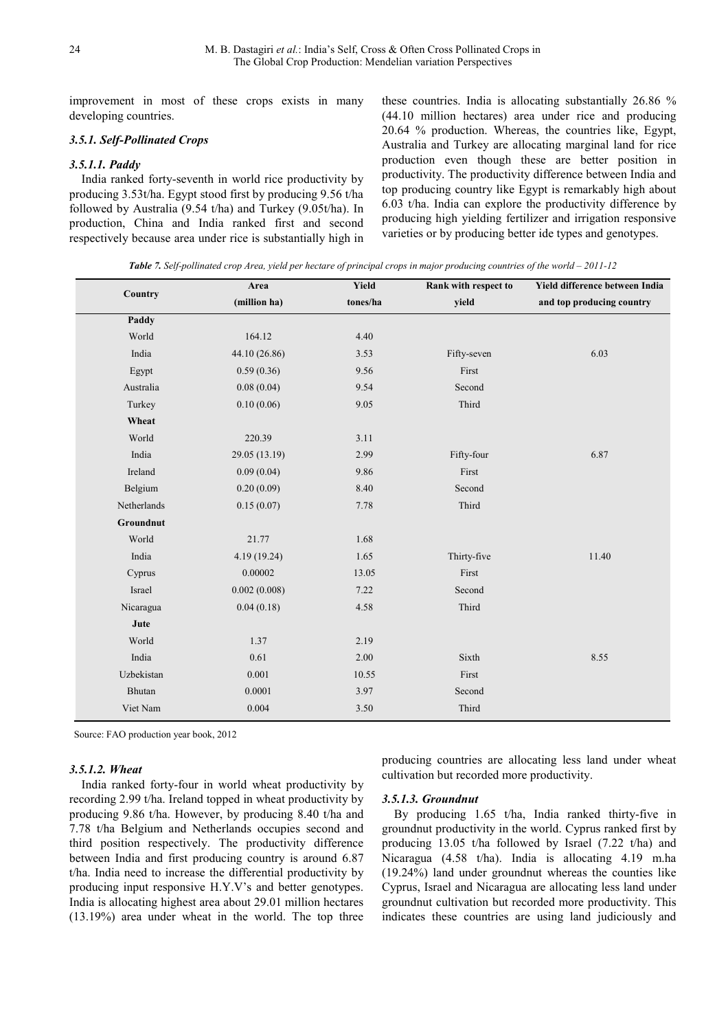improvement in most of these crops exists in many developing countries.

### *3.5.1. Self-Pollinated Crops*

#### *3.5.1.1. Paddy*

India ranked forty-seventh in world rice productivity by producing 3.53t/ha. Egypt stood first by producing 9.56 t/ha followed by Australia (9.54 t/ha) and Turkey (9.05t/ha). In production, China and India ranked first and second respectively because area under rice is substantially high in these countries. India is allocating substantially 26.86 % (44.10 million hectares) area under rice and producing 20.64 % production. Whereas, the countries like, Egypt, Australia and Turkey are allocating marginal land for rice production even though these are better position in productivity. The productivity difference between India and top producing country like Egypt is remarkably high about 6.03 t/ha. India can explore the productivity difference by producing high yielding fertilizer and irrigation responsive varieties or by producing better ide types and genotypes.

***Table 7.*** *Self-pollinated crop Area, yield per hectare of principal crops in major producing countries of the world – 2011-12*

| Country | Area (million ha) | Yield tones/ha | Rank with respect to yield | Yield difference between India and top producing country |
|---|---|---|---|---|
| **Paddy** | | | | |
| World | 164.12 | 4.40 | | |
| India | 44.10 (26.86) | 3.53 | Fifty-seven | 6.03 |
| Egypt | 0.59 (0.36) | 9.56 | First | |
| Australia | 0.08 (0.04) | 9.54 | Second | |
| Turkey | 0.10 (0.06) | 9.05 | Third | |
| **Wheat** | | | | |
| World | 220.39 | 3.11 | | |
| India | 29.05 (13.19) | 2.99 | Fifty-four | 6.87 |
| Ireland | 0.09 (0.04) | 9.86 | First | |
| Belgium | 0.20 (0.09) | 8.40 | Second | |
| Netherlands | 0.15 (0.07) | 7.78 | Third | |
| **Groundnut** | | | | |
| World | 21.77 | 1.68 | | |
| India | 4.19 (19.24) | 1.65 | Thirty-five | 11.40 |
| Cyprus | 0.00002 | 13.05 | First | |
| Israel | 0.002 (0.008) | 7.22 | Second | |
| Nicaragua | 0.04 (0.18) | 4.58 | Third | |
| **Jute** | | | | |
| World | 1.37 | 2.19 | | |
| India | 0.61 | 2.00 | Sixth | 8.55 |
| Uzbekistan | 0.001 | 10.55 | First | |
| Bhutan | 0.0001 | 3.97 | Second | |
| Viet Nam | 0.004 | 3.50 | Third | |

Source: FAO production year book, 2012

#### *3.5.1.2. Wheat*

India ranked forty-four in world wheat productivity by recording 2.99 t/ha. Ireland topped in wheat productivity by producing 9.86 t/ha. However, by producing 8.40 t/ha and 7.78 t/ha Belgium and Netherlands occupies second and third position respectively. The productivity difference between India and first producing country is around 6.87 t/ha. India need to increase the differential productivity by producing input responsive H.Y.V's and better genotypes. India is allocating highest area about 29.01 million hectares (13.19%) area under wheat in the world. The top three producing countries are allocating less land under wheat cultivation but recorded more productivity.

#### *3.5.1.3. Groundnut*

By producing 1.65 t/ha, India ranked thirty-five in groundnut productivity in the world. Cyprus ranked first by producing 13.05 t/ha followed by Israel (7.22 t/ha) and Nicaragua (4.58 t/ha). India is allocating 4.19 m.ha (19.24%) land under groundnut whereas the counties like Cyprus, Israel and Nicaragua are allocating less land under groundnut cultivation but recorded more productivity. This indicates these countries are using land judiciously and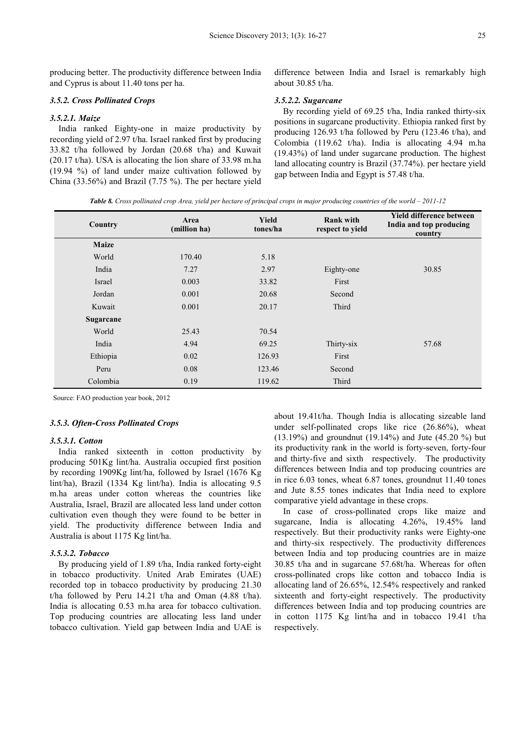producing better. The productivity difference between India and Cyprus is about 11.40 tons per ha.

### *3.5.2. Cross Pollinated Crops*

#### *3.5.2.1. Maize*

India ranked Eighty-one in maize productivity by recording yield of 2.97 t/ha. Israel ranked first by producing 33.82 t/ha followed by Jordan (20.68 t/ha) and Kuwait (20.17 t/ha). USA is allocating the lion share of 33.98 m.ha (19.94 %) of land under maize cultivation followed by China (33.56%) and Brazil (7.75 %). The per hectare yield difference between India and Israel is remarkably high about 30.85 t/ha.

#### *3.5.2.2. Sugarcane*

By recording yield of 69.25 t/ha, India ranked thirty-six positions in sugarcane productivity. Ethiopia ranked first by producing 126.93 t/ha followed by Peru (123.46 t/ha), and Colombia (119.62 t/ha). India is allocating 4.94 m.ha (19.43%) of land under sugarcane production. The highest land allocating country is Brazil (37.74%). per hectare yield gap between India and Egypt is 57.48 t/ha.

***Table 8.*** *Cross pollinated crop Area, yield per hectare of principal crops in major producing countries of the world – 2011-12*

| Country | Area (million ha) | Yield tones/ha | Rank with respect to yield | Yield difference between India and top producing country |
|---|---|---|---|---|
| **Maize** | | | | |
| World | 170.40 | 5.18 | | |
| India | 7.27 | 2.97 | Eighty-one | 30.85 |
| Israel | 0.003 | 33.82 | First | |
| Jordan | 0.001 | 20.68 | Second | |
| Kuwait | 0.001 | 20.17 | Third | |
| **Sugarcane** | | | | |
| World | 25.43 | 70.54 | | |
| India | 4.94 | 69.25 | Thirty-six | 57.68 |
| Ethiopia | 0.02 | 126.93 | First | |
| Peru | 0.08 | 123.46 | Second | |
| Colombia | 0.19 | 119.62 | Third | |

Source: FAO production year book, 2012

### *3.5.3. Often-Cross Pollinated Crops*

#### *3.5.3.1. Cotton*

India ranked sixteenth in cotton productivity by producing 501Kg lint/ha. Australia occupied first position by recording 1909Kg lint/ha, followed by Israel (1676 Kg lint/ha), Brazil (1334 Kg lint/ha). India is allocating 9.5 m.ha areas under cotton whereas the countries like Australia, Israel, Brazil are allocated less land under cotton cultivation even though they were found to be better in yield. The productivity difference between India and Australia is about 1175 Kg lint/ha.

#### *3.5.3.2. Tobacco*

By producing yield of 1.89 t/ha, India ranked forty-eight in tobacco productivity. United Arab Emirates (UAE) recorded top in tobacco productivity by producing 21.30 t/ha followed by Peru 14.21 t/ha and Oman (4.88 t/ha). India is allocating 0.53 m.ha area for tobacco cultivation. Top producing countries are allocating less land under tobacco cultivation. Yield gap between India and UAE is about 19.41t/ha. Though India is allocating sizeable land under self-pollinated crops like rice (26.86%), wheat (13.19%) and groundnut (19.14%) and Jute (45.20 %) but its productivity rank in the world is forty-seven, forty-four and thirty-five and sixth respectively. The productivity differences between India and top producing countries are in rice 6.03 tones, wheat 6.87 tones, groundnut 11.40 tones and Jute 8.55 tones indicates that India need to explore comparative yield advantage in these crops.

In case of cross-pollinated crops like maize and sugarcane, India is allocating 4.26%, 19.45% land respectively. But their productivity ranks were Eighty-one and thirty-six respectively. The productivity differences between India and top producing countries are in maize 30.85 t/ha and in sugarcane 57.68t/ha. Whereas for often cross-pollinated crops like cotton and tobacco India is allocating land of 26.65%, 12.54% respectively and ranked sixteenth and forty-eight respectively. The productivity differences between India and top producing countries are in cotton 1175 Kg lint/ha and in tobacco 19.41 t/ha respectively.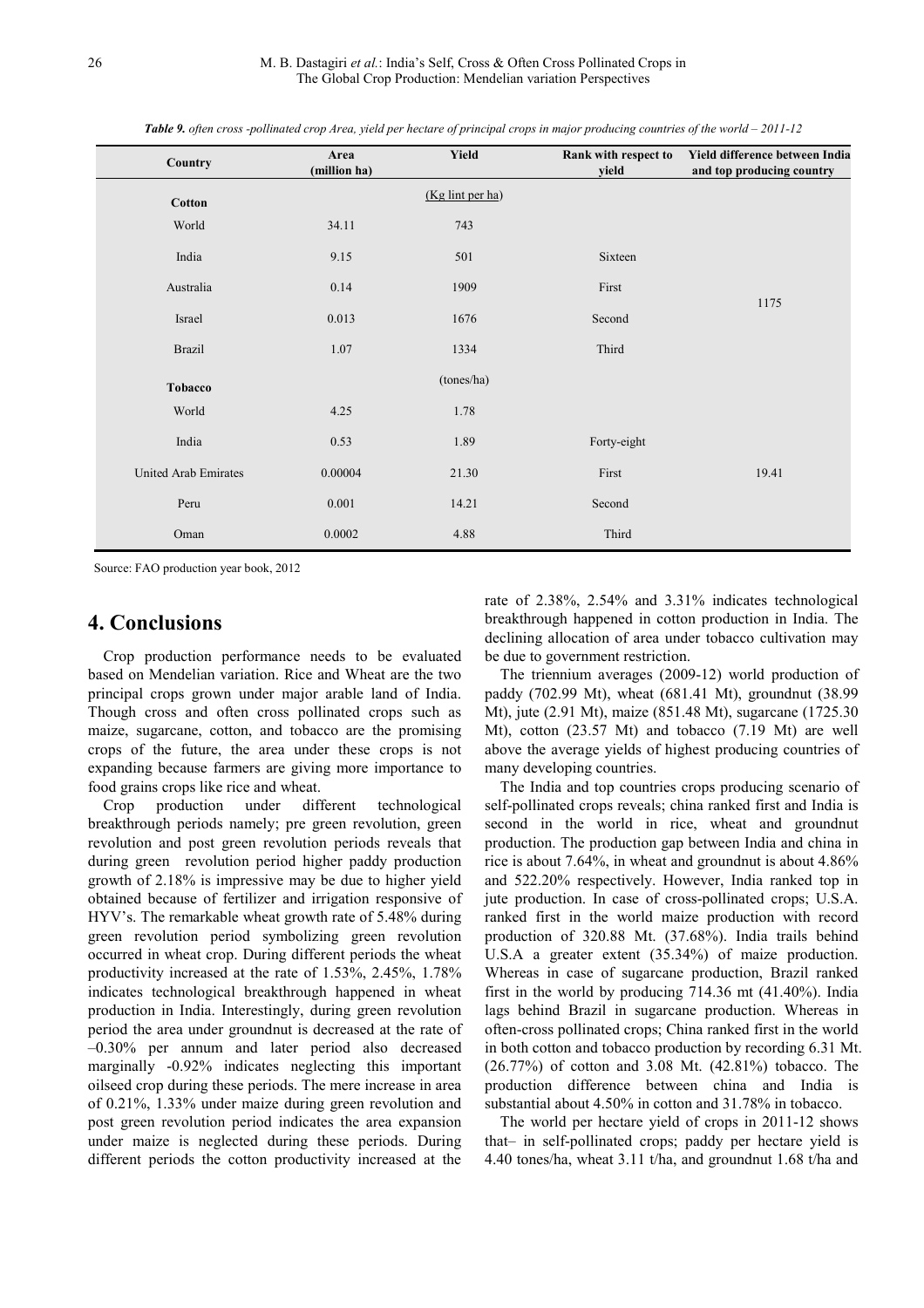*Table 9. often cross -pollinated crop Area, yield per hectare of principal crops in major producing countries of the world – 2011-12*

| Country | Area (million ha) | Yield | Rank with respect to yield | Yield difference between India and top producing country |
|---|---|---|---|---|
| **Cotton** | | (Kg lint per ha) | | |
| World | 34.11 | 743 | | |
| India | 9.15 | 501 | Sixteen | |
| Australia | 0.14 | 1909 | First | 1175 |
| Israel | 0.013 | 1676 | Second | |
| Brazil | 1.07 | 1334 | Third | |
| **Tobacco** | | (tones/ha) | | |
| World | 4.25 | 1.78 | | |
| India | 0.53 | 1.89 | Forty-eight | |
| United Arab Emirates | 0.00004 | 21.30 | First | 19.41 |
| Peru | 0.001 | 14.21 | Second | |
| Oman | 0.0002 | 4.88 | Third | |

Source: FAO production year book, 2012

## 4. Conclusions

Crop production performance needs to be evaluated based on Mendelian variation. Rice and Wheat are the two principal crops grown under major arable land of India. Though cross and often cross pollinated crops such as maize, sugarcane, cotton, and tobacco are the promising crops of the future, the area under these crops is not expanding because farmers are giving more importance to food grains crops like rice and wheat.

Crop production under different technological breakthrough periods namely; pre green revolution, green revolution and post green revolution periods reveals that during green revolution period higher paddy production growth of 2.18% is impressive may be due to higher yield obtained because of fertilizer and irrigation responsive of HYV's. The remarkable wheat growth rate of 5.48% during green revolution period symbolizing green revolution occurred in wheat crop. During different periods the wheat productivity increased at the rate of 1.53%, 2.45%, 1.78% indicates technological breakthrough happened in wheat production in India. Interestingly, during green revolution period the area under groundnut is decreased at the rate of –0.30% per annum and later period also decreased marginally -0.92% indicates neglecting this important oilseed crop during these periods. The mere increase in area of 0.21%, 1.33% under maize during green revolution and post green revolution period indicates the area expansion under maize is neglected during these periods. During different periods the cotton productivity increased at the rate of 2.38%, 2.54% and 3.31% indicates technological breakthrough happened in cotton production in India. The declining allocation of area under tobacco cultivation may be due to government restriction.

The triennium averages (2009-12) world production of paddy (702.99 Mt), wheat (681.41 Mt), groundnut (38.99 Mt), jute (2.91 Mt), maize (851.48 Mt), sugarcane (1725.30 Mt), cotton (23.57 Mt) and tobacco (7.19 Mt) are well above the average yields of highest producing countries of many developing countries.

The India and top countries crops producing scenario of self-pollinated crops reveals; china ranked first and India is second in the world in rice, wheat and groundnut production. The production gap between India and china in rice is about 7.64%, in wheat and groundnut is about 4.86% and 522.20% respectively. However, India ranked top in jute production. In case of cross-pollinated crops; U.S.A. ranked first in the world maize production with record production of 320.88 Mt. (37.68%). India trails behind U.S.A a greater extent (35.34%) of maize production. Whereas in case of sugarcane production, Brazil ranked first in the world by producing 714.36 mt (41.40%). India lags behind Brazil in sugarcane production. Whereas in often-cross pollinated crops; China ranked first in the world in both cotton and tobacco production by recording 6.31 Mt. (26.77%) of cotton and 3.08 Mt. (42.81%) tobacco. The production difference between china and India is substantial about 4.50% in cotton and 31.78% in tobacco.

The world per hectare yield of crops in 2011-12 shows that– in self-pollinated crops; paddy per hectare yield is 4.40 tones/ha, wheat 3.11 t/ha, and groundnut 1.68 t/ha and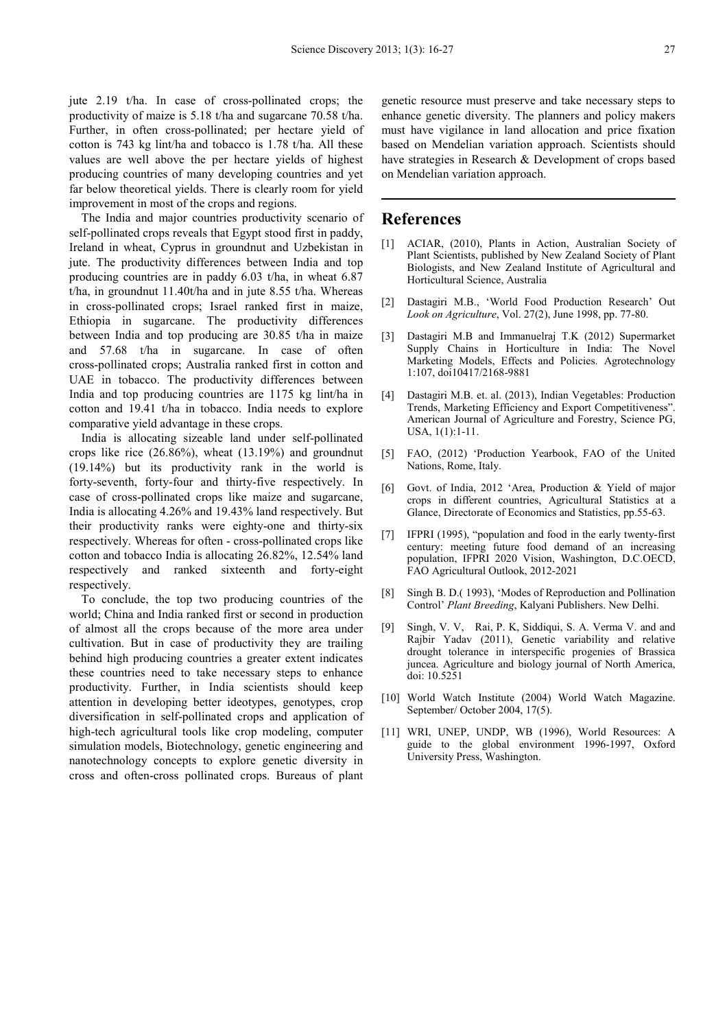jute 2.19 t/ha. In case of cross-pollinated crops; the productivity of maize is 5.18 t/ha and sugarcane 70.58 t/ha. Further, in often cross-pollinated; per hectare yield of cotton is 743 kg lint/ha and tobacco is 1.78 t/ha. All these values are well above the per hectare yields of highest producing countries of many developing countries and yet far below theoretical yields. There is clearly room for yield improvement in most of the crops and regions.

The India and major countries productivity scenario of self-pollinated crops reveals that Egypt stood first in paddy, Ireland in wheat, Cyprus in groundnut and Uzbekistan in jute. The productivity differences between India and top producing countries are in paddy 6.03 t/ha, in wheat 6.87 t/ha, in groundnut 11.40t/ha and in jute 8.55 t/ha. Whereas in cross-pollinated crops; Israel ranked first in maize, Ethiopia in sugarcane. The productivity differences between India and top producing are 30.85 t/ha in maize and 57.68 t/ha in sugarcane. In case of often cross-pollinated crops; Australia ranked first in cotton and UAE in tobacco. The productivity differences between India and top producing countries are 1175 kg lint/ha in cotton and 19.41 t/ha in tobacco. India needs to explore comparative yield advantage in these crops.

India is allocating sizeable land under self-pollinated crops like rice (26.86%), wheat (13.19%) and groundnut (19.14%) but its productivity rank in the world is forty-seventh, forty-four and thirty-five respectively. In case of cross-pollinated crops like maize and sugarcane, India is allocating 4.26% and 19.43% land respectively. But their productivity ranks were eighty-one and thirty-six respectively. Whereas for often - cross-pollinated crops like cotton and tobacco India is allocating 26.82%, 12.54% land respectively and ranked sixteenth and forty-eight respectively.

To conclude, the top two producing countries of the world; China and India ranked first or second in production of almost all the crops because of the more area under cultivation. But in case of productivity they are trailing behind high producing countries a greater extent indicates these countries need to take necessary steps to enhance productivity. Further, in India scientists should keep attention in developing better ideotypes, genotypes, crop diversification in self-pollinated crops and application of high-tech agricultural tools like crop modeling, computer simulation models, Biotechnology, genetic engineering and nanotechnology concepts to explore genetic diversity in cross and often-cross pollinated crops. Bureaus of plant genetic resource must preserve and take necessary steps to enhance genetic diversity. The planners and policy makers must have vigilance in land allocation and price fixation based on Mendelian variation approach. Scientists should have strategies in Research & Development of crops based on Mendelian variation approach.

## References

[1] ACIAR, (2010), Plants in Action, Australian Society of Plant Scientists, published by New Zealand Society of Plant Biologists, and New Zealand Institute of Agricultural and Horticultural Science, Australia

[2] Dastagiri M.B., 'World Food Production Research' Out *Look on Agriculture*, Vol. 27(2), June 1998, pp. 77-80.

[3] Dastagiri M.B and Immanuelraj T.K (2012) Supermarket Supply Chains in Horticulture in India: The Novel Marketing Models, Effects and Policies. Agrotechnology 1:107, doi10417/2168-9881

[4] Dastagiri M.B. et. al. (2013), Indian Vegetables: Production Trends, Marketing Efficiency and Export Competitiveness". American Journal of Agriculture and Forestry, Science PG, USA, 1(1):1-11.

[5] FAO, (2012) 'Production Yearbook, FAO of the United Nations, Rome, Italy.

[6] Govt. of India, 2012 'Area, Production & Yield of major crops in different countries, Agricultural Statistics at a Glance, Directorate of Economics and Statistics, pp.55-63.

[7] IFPRI (1995), "population and food in the early twenty-first century: meeting future food demand of an increasing population, IFPRI 2020 Vision, Washington, D.C.OECD, FAO Agricultural Outlook, 2012-2021

[8] Singh B. D.( 1993), 'Modes of Reproduction and Pollination Control' *Plant Breeding*, Kalyani Publishers. New Delhi.

[9] Singh, V. V, Rai, P. K, Siddiqui, S. A. Verma V. and and Rajbir Yadav (2011), Genetic variability and relative drought tolerance in interspecific progenies of Brassica juncea. Agriculture and biology journal of North America, doi: 10.5251

[10] World Watch Institute (2004) World Watch Magazine. September/ October 2004, 17(5).

[11] WRI, UNEP, UNDP, WB (1996), World Resources: A guide to the global environment 1996-1997, Oxford University Press, Washington.